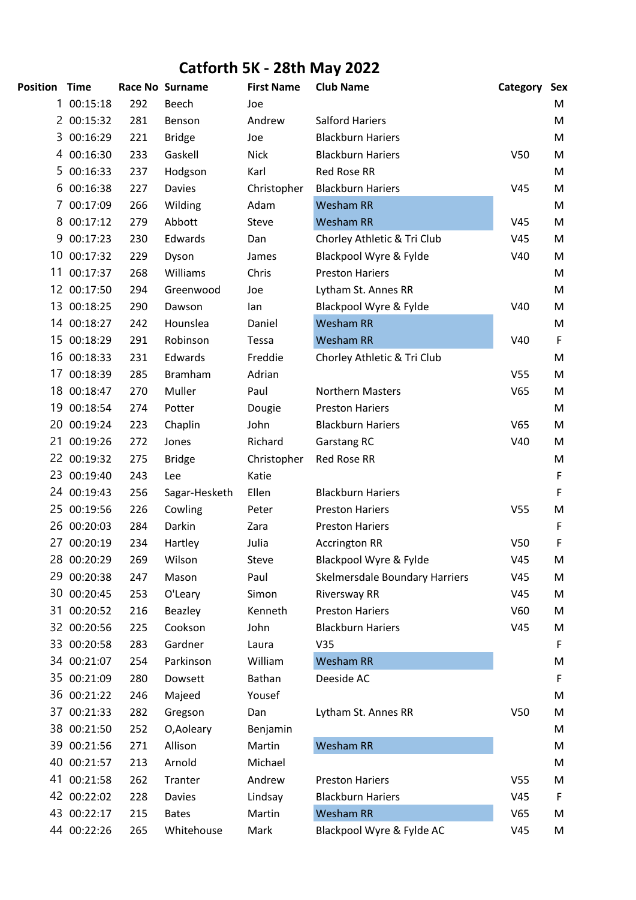# Catforth 5K - 28th May 2022

| Position | Time | Race No | Surname | First Name | Club Name | Category | Sex |
|---|---|---|---|---|---|---|---|
| 1 | 00:15:18 | 292 | Beech | Joe | | | M |
| 2 | 00:15:32 | 281 | Benson | Andrew | Salford Hariers | | M |
| 3 | 00:16:29 | 221 | Bridge | Joe | Blackburn Hariers | | M |
| 4 | 00:16:30 | 233 | Gaskell | Nick | Blackburn Hariers | V50 | M |
| 5 | 00:16:33 | 237 | Hodgson | Karl | Red Rose RR | | M |
| 6 | 00:16:38 | 227 | Davies | Christopher | Blackburn Hariers | V45 | M |
| 7 | 00:17:09 | 266 | Wilding | Adam | Wesham RR | | M |
| 8 | 00:17:12 | 279 | Abbott | Steve | Wesham RR | V45 | M |
| 9 | 00:17:23 | 230 | Edwards | Dan | Chorley Athletic & Tri Club | V45 | M |
| 10 | 00:17:32 | 229 | Dyson | James | Blackpool Wyre & Fylde | V40 | M |
| 11 | 00:17:37 | 268 | Williams | Chris | Preston Hariers | | M |
| 12 | 00:17:50 | 294 | Greenwood | Joe | Lytham St. Annes RR | | M |
| 13 | 00:18:25 | 290 | Dawson | Ian | Blackpool Wyre & Fylde | V40 | M |
| 14 | 00:18:27 | 242 | Hounslea | Daniel | Wesham RR | | M |
| 15 | 00:18:29 | 291 | Robinson | Tessa | Wesham RR | V40 | F |
| 16 | 00:18:33 | 231 | Edwards | Freddie | Chorley Athletic & Tri Club | | M |
| 17 | 00:18:39 | 285 | Bramham | Adrian | | V55 | M |
| 18 | 00:18:47 | 270 | Muller | Paul | Northern Masters | V65 | M |
| 19 | 00:18:54 | 274 | Potter | Dougie | Preston Hariers | | M |
| 20 | 00:19:24 | 223 | Chaplin | John | Blackburn Hariers | V65 | M |
| 21 | 00:19:26 | 272 | Jones | Richard | Garstang RC | V40 | M |
| 22 | 00:19:32 | 275 | Bridge | Christopher | Red Rose RR | | M |
| 23 | 00:19:40 | 243 | Lee | Katie | | | F |
| 24 | 00:19:43 | 256 | Sagar-Hesketh | Ellen | Blackburn Hariers | | F |
| 25 | 00:19:56 | 226 | Cowling | Peter | Preston Hariers | V55 | M |
| 26 | 00:20:03 | 284 | Darkin | Zara | Preston Hariers | | F |
| 27 | 00:20:19 | 234 | Hartley | Julia | Accrington RR | V50 | F |
| 28 | 00:20:29 | 269 | Wilson | Steve | Blackpool Wyre & Fylde | V45 | M |
| 29 | 00:20:38 | 247 | Mason | Paul | Skelmersdale Boundary Harriers | V45 | M |
| 30 | 00:20:45 | 253 | O'Leary | Simon | Riversway RR | V45 | M |
| 31 | 00:20:52 | 216 | Beazley | Kenneth | Preston Hariers | V60 | M |
| 32 | 00:20:56 | 225 | Cookson | John | Blackburn Hariers | V45 | M |
| 33 | 00:20:58 | 283 | Gardner | Laura | V35 | | F |
| 34 | 00:21:07 | 254 | Parkinson | William | Wesham RR | | M |
| 35 | 00:21:09 | 280 | Dowsett | Bathan | Deeside AC | | F |
| 36 | 00:21:22 | 246 | Majeed | Yousef | | | M |
| 37 | 00:21:33 | 282 | Gregson | Dan | Lytham St. Annes RR | V50 | M |
| 38 | 00:21:50 | 252 | O,Aoleary | Benjamin | | | M |
| 39 | 00:21:56 | 271 | Allison | Martin | Wesham RR | | M |
| 40 | 00:21:57 | 213 | Arnold | Michael | | | M |
| 41 | 00:21:58 | 262 | Tranter | Andrew | Preston Hariers | V55 | M |
| 42 | 00:22:02 | 228 | Davies | Lindsay | Blackburn Hariers | V45 | F |
| 43 | 00:22:17 | 215 | Bates | Martin | Wesham RR | V65 | M |
| 44 | 00:22:26 | 265 | Whitehouse | Mark | Blackpool Wyre & Fylde AC | V45 | M |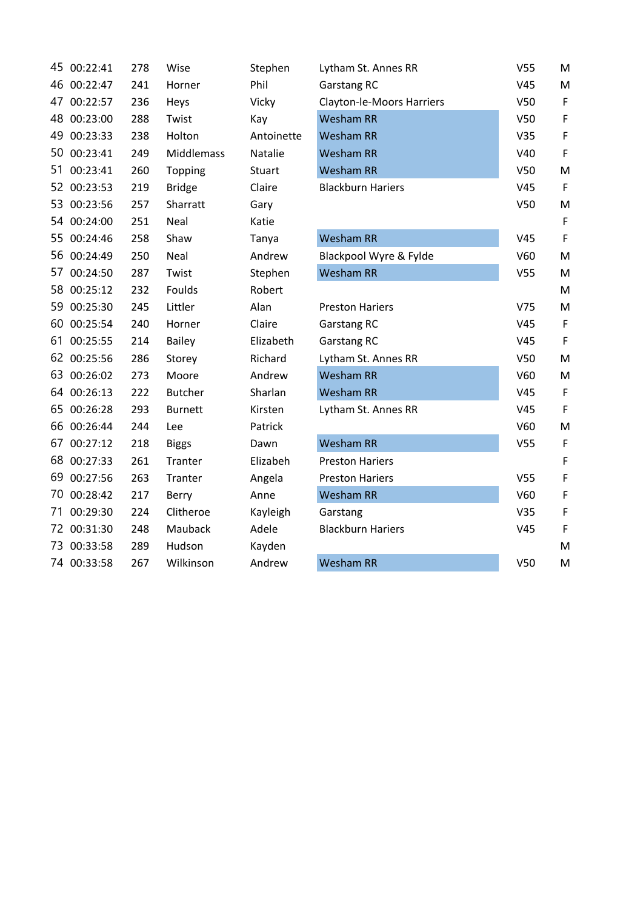| | | | | | | | |
|---|---|---|---|---|---|---|---|
| 45 | 00:22:41 | 278 | Wise | Stephen | Lytham St. Annes RR | V55 | M |
| 46 | 00:22:47 | 241 | Horner | Phil | Garstang RC | V45 | M |
| 47 | 00:22:57 | 236 | Heys | Vicky | Clayton-le-Moors Harriers | V50 | F |
| 48 | 00:23:00 | 288 | Twist | Kay | Wesham RR | V50 | F |
| 49 | 00:23:33 | 238 | Holton | Antoinette | Wesham RR | V35 | F |
| 50 | 00:23:41 | 249 | Middlemass | Natalie | Wesham RR | V40 | F |
| 51 | 00:23:41 | 260 | Topping | Stuart | Wesham RR | V50 | M |
| 52 | 00:23:53 | 219 | Bridge | Claire | Blackburn Hariers | V45 | F |
| 53 | 00:23:56 | 257 | Sharratt | Gary | | V50 | M |
| 54 | 00:24:00 | 251 | Neal | Katie | | | F |
| 55 | 00:24:46 | 258 | Shaw | Tanya | Wesham RR | V45 | F |
| 56 | 00:24:49 | 250 | Neal | Andrew | Blackpool Wyre & Fylde | V60 | M |
| 57 | 00:24:50 | 287 | Twist | Stephen | Wesham RR | V55 | M |
| 58 | 00:25:12 | 232 | Foulds | Robert | | | M |
| 59 | 00:25:30 | 245 | Littler | Alan | Preston Hariers | V75 | M |
| 60 | 00:25:54 | 240 | Horner | Claire | Garstang RC | V45 | F |
| 61 | 00:25:55 | 214 | Bailey | Elizabeth | Garstang RC | V45 | F |
| 62 | 00:25:56 | 286 | Storey | Richard | Lytham St. Annes RR | V50 | M |
| 63 | 00:26:02 | 273 | Moore | Andrew | Wesham RR | V60 | M |
| 64 | 00:26:13 | 222 | Butcher | Sharlan | Wesham RR | V45 | F |
| 65 | 00:26:28 | 293 | Burnett | Kirsten | Lytham St. Annes RR | V45 | F |
| 66 | 00:26:44 | 244 | Lee | Patrick | | V60 | M |
| 67 | 00:27:12 | 218 | Biggs | Dawn | Wesham RR | V55 | F |
| 68 | 00:27:33 | 261 | Tranter | Elizabeh | Preston Hariers | | F |
| 69 | 00:27:56 | 263 | Tranter | Angela | Preston Hariers | V55 | F |
| 70 | 00:28:42 | 217 | Berry | Anne | Wesham RR | V60 | F |
| 71 | 00:29:30 | 224 | Clitheroe | Kayleigh | Garstang | V35 | F |
| 72 | 00:31:30 | 248 | Mauback | Adele | Blackburn Hariers | V45 | F |
| 73 | 00:33:58 | 289 | Hudson | Kayden | | | M |
| 74 | 00:33:58 | 267 | Wilkinson | Andrew | Wesham RR | V50 | M |